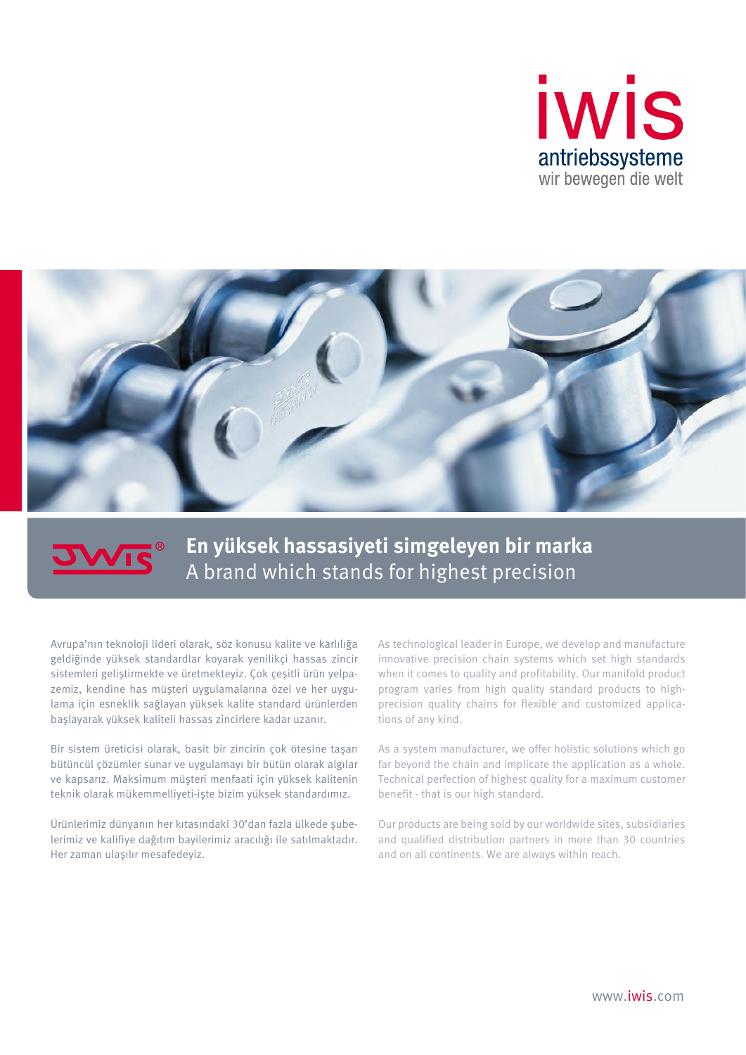iwis
antriebssysteme
wir bewegen die welt

# En yüksek hassasiyeti simgeleyen bir marka
## A brand which stands for highest precision

Avrupa'nın teknoloji lideri olarak, söz konusu kalite ve karlılığa geldiğinde yüksek standardlar koyarak yenilikçi hassas zincir sistemleri geliştirmekte ve üretmekteyiz. Çok çeşitli ürün yelpazemiz, kendine has müşteri uygulamalarına özel ve her uygulama için esneklik sağlayan yüksek kalite standard ürünlerden başlayarak yüksek kaliteli hassas zincirlere kadar uzanır.

Bir sistem üreticisi olarak, basit bir zincirin çok ötesine taşan bütüncül çözümler sunar ve uygulamayı bir bütün olarak algılar ve kapsarız. Maksimum müşteri menfaati için yüksek kalitenin teknik olarak mükemmelliyeti-işte bizim yüksek standardımız.

Ürünlerimiz dünyanın her kıtasındaki 30'dan fazla ülkede şubelerimiz ve kalifiye dağıtım bayilerimiz aracılığı ile satılmaktadır. Her zaman ulaşılır mesafedeyiz.

As technological leader in Europe, we develop and manufacture innovative precision chain systems which set high standards when it comes to quality and profitability. Our manifold product program varies from high quality standard products to high-precision quality chains for flexible and customized applications of any kind.

As a system manufacturer, we offer holistic solutions which go far beyond the chain and implicate the application as a whole. Technical perfection of highest quality for a maximum customer benefit - that is our high standard.

Our products are being sold by our worldwide sites, subsidiaries and qualified distribution partners in more than 30 countries and on all continents. We are always within reach.

www.iwis.com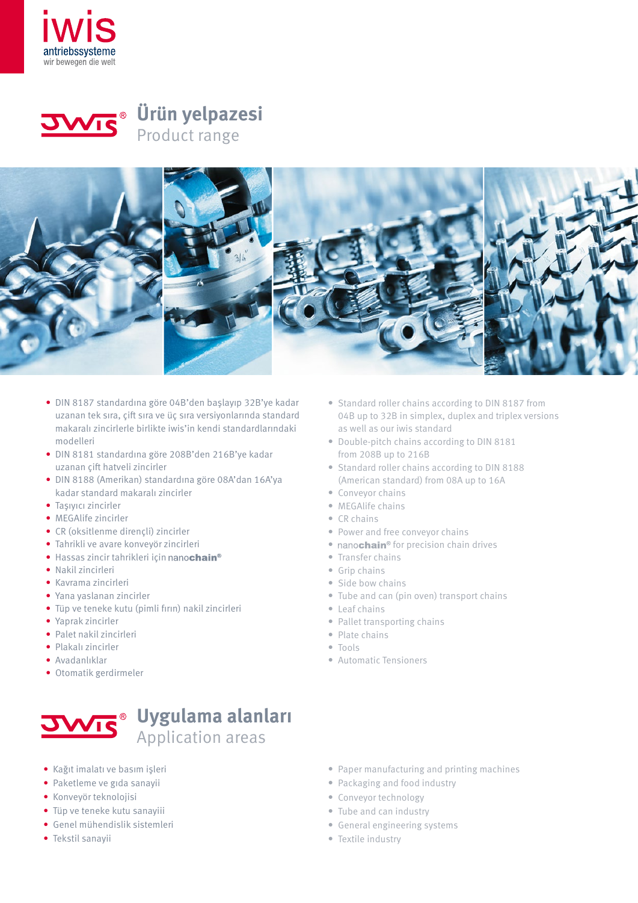iwis antriebssysteme
wir bewegen die welt

# Ürün yelpazesi
## Product range

- DIN 8187 standardına göre 04B'den başlayıp 32B'ye kadar uzanan tek sıra, çift sıra ve üç sıra versiyonlarında standard makaralı zincirlerle birlikte iwis'in kendi standardlarındaki modelleri
- DIN 8181 standardına göre 208B'den 216B'ye kadar uzanan çift hatveli zincirler
- DIN 8188 (Amerikan) standardına göre 08A'dan 16A'ya kadar standard makaralı zincirler
- Taşıyıcı zincirler
- MEGAlife zincirler
- CR (oksitlenme dirençli) zincirler
- Tahrikli ve avare konveyör zincirleri
- Hassas zincir tahrikleri için nano**chain**®
- Nakil zincirleri
- Kavrama zincirleri
- Yana yaslanan zincirler
- Tüp ve teneke kutu (pimli fırın) nakil zincirleri
- Yaprak zincirler
- Palet nakil zincirleri
- Plakalı zincirler
- Avadanlıklar
- Otomatik gerdirmeler

- Standard roller chains according to DIN 8187 from 04B up to 32B in simplex, duplex and triplex versions as well as our iwis standard
- Double-pitch chains according to DIN 8181 from 208B up to 216B
- Standard roller chains according to DIN 8188 (American standard) from 08A up to 16A
- Conveyor chains
- MEGAlife chains
- CR chains
- Power and free conveyor chains
- nano**chain**® for precision chain drives
- Transfer chains
- Grip chains
- Side bow chains
- Tube and can (pin oven) transport chains
- Leaf chains
- Pallet transporting chains
- Plate chains
- Tools
- Automatic Tensioners

# Uygulama alanları
## Application areas

- Kağıt imalatı ve basım işleri
- Paketleme ve gıda sanayii
- Konveyör teknolojisi
- Tüp ve teneke kutu sanayiii
- Genel mühendislik sistemleri
- Tekstil sanayii

- Paper manufacturing and printing machines
- Packaging and food industry
- Conveyor technology
- Tube and can industry
- General engineering systems
- Textile industry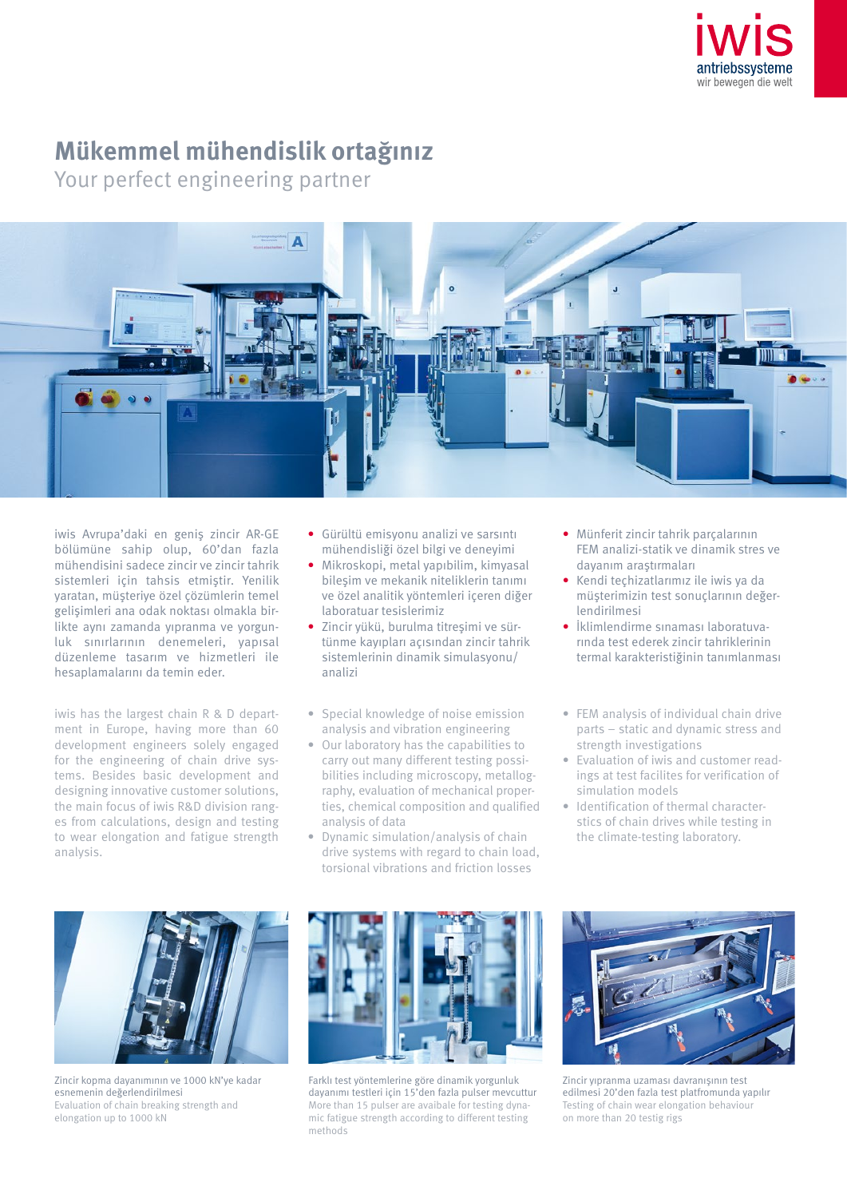# Mükemmel mühendislik ortağınız

## Your perfect engineering partner

iwis Avrupa'daki en geniş zincir AR-GE bölümüne sahip olup, 60'dan fazla mühendisini sadece zincir ve zincir tahrik sistemleri için tahsis etmiştir. Yenilik yaratan, müşteriye özel çözümlerin temel gelişimleri ana odak noktası olmakla birlikte aynı zamanda yıpranma ve yorgunluk sınırlarının denemeleri, yapısal düzenleme tasarım ve hizmetleri ile hesaplamalarını da temin eder.

- Gürültü emisyonu analizi ve sarsıntı mühendisliği özel bilgi ve deneyimi
- Mikroskopi, metal yapıbilim, kimyasal bileşim ve mekanik niteliklerin tanımı ve özel analitik yöntemleri içeren diğer laboratuar tesislerimiz
- Zincir yükü, burulma titreşimi ve sürtünme kayıpları açısından zincir tahrik sistemlerinin dinamik simulasyonu/analizi

- Münferit zincir tahrik parçalarının FEM analizi-statik ve dinamik stres ve dayanım araştırmaları
- Kendi teçhizatlarımız ile iwis ya da müşterimizin test sonuçlarının değerlendirilmesi
- İklimlendirme sınaması laboratuvarında test ederek zincir tahriklerinin termal karakteristiğinin tanımlanması

iwis has the largest chain R & D department in Europe, having more than 60 development engineers solely engaged for the engineering of chain drive systems. Besides basic development and designing innovative customer solutions, the main focus of iwis R&D division ranges from calculations, design and testing to wear elongation and fatigue strength analysis.

- Special knowledge of noise emission analysis and vibration engineering
- Our laboratory has the capabilities to carry out many different testing possibilities including microscopy, metallography, evaluation of mechanical properties, chemical composition and qualified analysis of data
- Dynamic simulation/analysis of chain drive systems with regard to chain load, torsional vibrations and friction losses

- FEM analysis of individual chain drive parts – static and dynamic stress and strength investigations
- Evaluation of iwis and customer readings at test facilites for verification of simulation models
- Identification of thermal characterstics of chain drives while testing in the climate-testing laboratory.

Zincir kopma dayanımının ve 1000 kN'ye kadar esnemenin değerlendirilmesi
Evaluation of chain breaking strength and elongation up to 1000 kN

Farklı test yöntemlerine göre dinamik yorgunluk dayanımı testleri için 15'den fazla pulser mevcuttur
More than 15 pulser are avaibale for testing dynamic fatigue strength according to different testing methods

Zincir yıpranma uzaması davranışının test edilmesi 20'den fazla test platfromunda yapılır
Testing of chain wear elongation behaviour on more than 20 testig rigs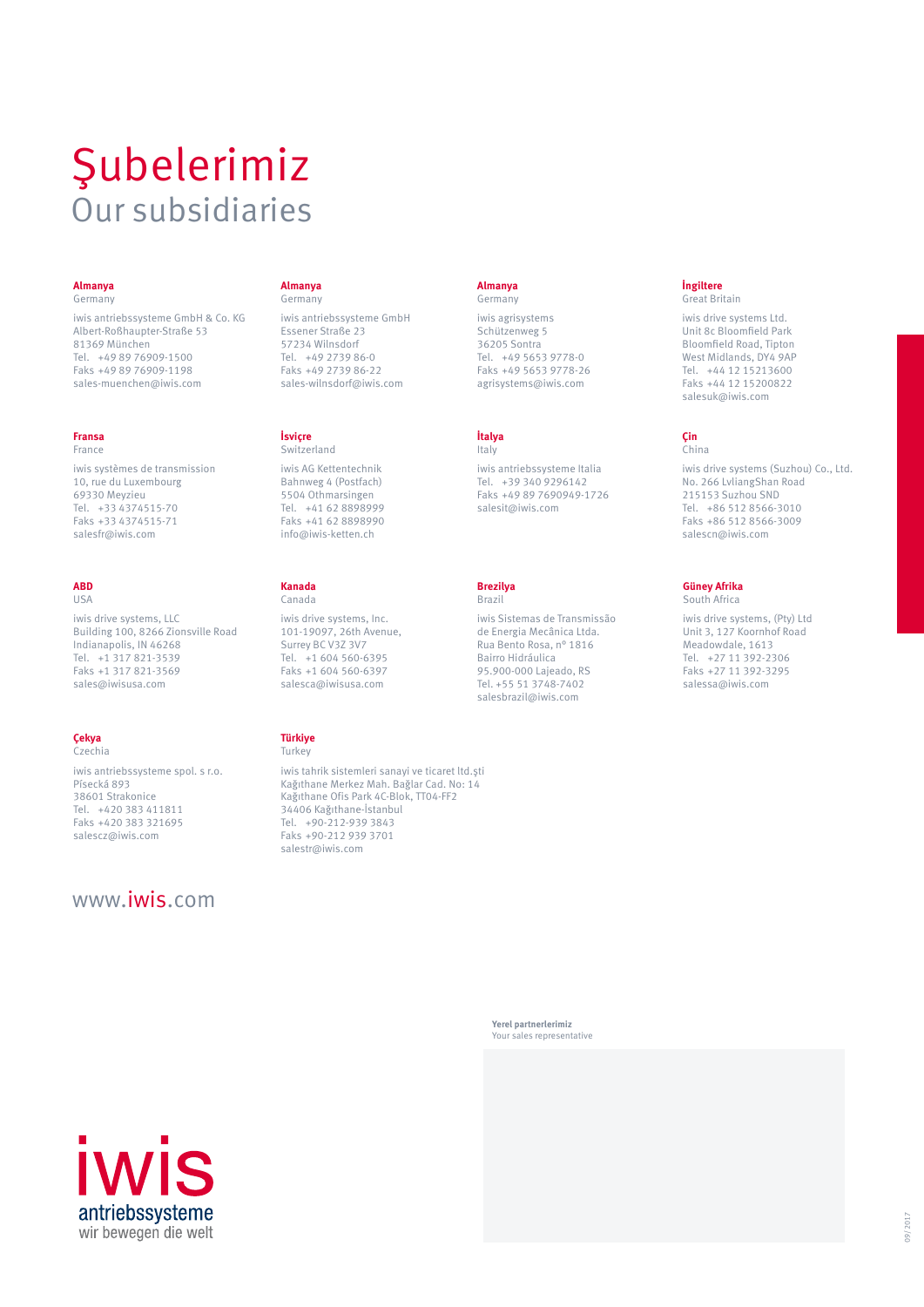# Şubelerimiz
## Our subsidiaries

**Almanya**
Germany

iwis antriebssysteme GmbH & Co. KG
Albert-Roßhaupter-Straße 53
81369 München
Tel. +49 89 76909-1500
Faks +49 89 76909-1198
sales-muenchen@iwis.com

**Almanya**
Germany

iwis antriebssysteme GmbH
Essener Straße 23
57234 Wilnsdorf
Tel. +49 2739 86-0
Faks +49 2739 86-22
sales-wilnsdorf@iwis.com

**Almanya**
Germany

iwis agrisystems
Schützenweg 5
36205 Sontra
Tel. +49 5653 9778-0
Faks +49 5653 9778-26
agrisystems@iwis.com

**İngiltere**
Great Britain

iwis drive systems Ltd.
Unit 8c Bloomfield Park
Bloomfield Road, Tipton
West Midlands, DY4 9AP
Tel. +44 12 15213600
Faks +44 12 15200822
salesuk@iwis.com

**Fransa**
France

iwis systèmes de transmission
10, rue du Luxembourg
69330 Meyzieu
Tel. +33 4374515-70
Faks +33 4374515-71
salesfr@iwis.com

**İsviçre**
Switzerland

iwis AG Kettentechnik
Bahnweg 4 (Postfach)
5504 Othmarsingen
Tel. +41 62 8898999
Faks +41 62 8898990
info@iwis-ketten.ch

**İtalya**
Italy

iwis antriebssysteme Italia
Tel. +39 340 9296142
Faks +49 89 7690949-1726
salesit@iwis.com

**Çin**
China

iwis drive systems (Suzhou) Co., Ltd.
No. 266 LvliangShan Road
215153 Suzhou SND
Tel. +86 512 8566-3010
Faks +86 512 8566-3009
salescn@iwis.com

**ABD**
USA

iwis drive systems, LLC
Building 100, 8266 Zionsville Road
Indianapolis, IN 46268
Tel. +1 317 821-3539
Faks +1 317 821-3569
sales@iwisusa.com

**Kanada**
Canada

iwis drive systems, Inc.
101-19097, 26th Avenue,
Surrey BC V3Z 3V7
Tel. +1 604 560-6395
Faks +1 604 560-6397
salesca@iwisusa.com

**Brezilya**
Brazil

iwis Sistemas de Transmissão
de Energia Mecânica Ltda.
Rua Bento Rosa, nº 1816
Bairro Hidráulica
95.900-000 Lajeado, RS
Tel. +55 51 3748-7402
salesbrazil@iwis.com

**Güney Afrika**
South Africa

iwis drive systems, (Pty) Ltd
Unit 3, 127 Koornhof Road
Meadowdale, 1613
Tel. +27 11 392-2306
Faks +27 11 392-3295
salessa@iwis.com

**Çekya**
Czechia

iwis antriebssysteme spol. s r.o.
Písecká 893
38601 Strakonice
Tel. +420 383 411811
Faks +420 383 321695
salescz@iwis.com

**Türkiye**
Turkey

iwis tahrik sistemleri sanayi ve ticaret ltd.şti
Kağıthane Merkez Mah. Bağlar Cad. No: 14
Kağıthane Ofis Park 4C-Blok, TT04-FF2
34406 Kağıthane-İstanbul
Tel. +90-212-939 3843
Faks +90-212 939 3701
salestr@iwis.com

www.iwis.com

**Yerel partnerlerimiz**
Your sales representative

iwis
antriebssysteme
wir bewegen die welt

09/2017